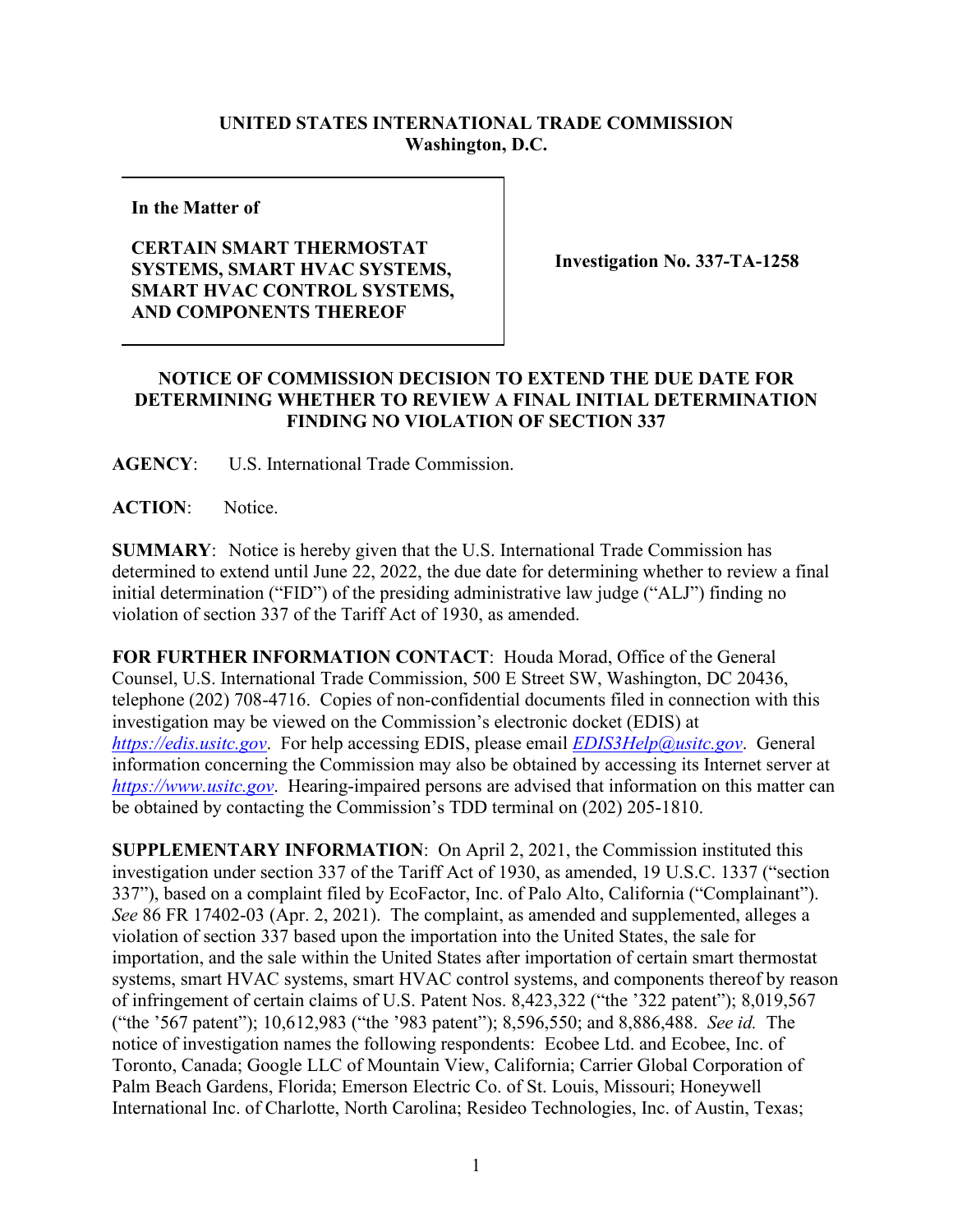**UNITED STATES INTERNATIONAL TRADE COMMISSION**
**Washington, D.C.**

| **In the Matter of**<br><br>**CERTAIN SMART THERMOSTAT SYSTEMS, SMART HVAC SYSTEMS, SMART HVAC CONTROL SYSTEMS, AND COMPONENTS THEREOF** | **Investigation No. 337-TA-1258** |
|---|---|

## NOTICE OF COMMISSION DECISION TO EXTEND THE DUE DATE FOR DETERMINING WHETHER TO REVIEW A FINAL INITIAL DETERMINATION FINDING NO VIOLATION OF SECTION 337

**AGENCY**: U.S. International Trade Commission.

**ACTION**: Notice.

**SUMMARY**: Notice is hereby given that the U.S. International Trade Commission has determined to extend until June 22, 2022, the due date for determining whether to review a final initial determination ("FID") of the presiding administrative law judge ("ALJ") finding no violation of section 337 of the Tariff Act of 1930, as amended.

**FOR FURTHER INFORMATION CONTACT**: Houda Morad, Office of the General Counsel, U.S. International Trade Commission, 500 E Street SW, Washington, DC 20436, telephone (202) 708-4716. Copies of non-confidential documents filed in connection with this investigation may be viewed on the Commission's electronic docket (EDIS) at *https://edis.usitc.gov*. For help accessing EDIS, please email *EDIS3Help@usitc.gov*. General information concerning the Commission may also be obtained by accessing its Internet server at *https://www.usitc.gov*. Hearing-impaired persons are advised that information on this matter can be obtained by contacting the Commission's TDD terminal on (202) 205-1810.

**SUPPLEMENTARY INFORMATION**: On April 2, 2021, the Commission instituted this investigation under section 337 of the Tariff Act of 1930, as amended, 19 U.S.C. 1337 ("section 337"), based on a complaint filed by EcoFactor, Inc. of Palo Alto, California ("Complainant"). *See* 86 FR 17402-03 (Apr. 2, 2021). The complaint, as amended and supplemented, alleges a violation of section 337 based upon the importation into the United States, the sale for importation, and the sale within the United States after importation of certain smart thermostat systems, smart HVAC systems, smart HVAC control systems, and components thereof by reason of infringement of certain claims of U.S. Patent Nos. 8,423,322 ("the '322 patent"); 8,019,567 ("the '567 patent"); 10,612,983 ("the '983 patent"); 8,596,550; and 8,886,488. *See id.* The notice of investigation names the following respondents: Ecobee Ltd. and Ecobee, Inc. of Toronto, Canada; Google LLC of Mountain View, California; Carrier Global Corporation of Palm Beach Gardens, Florida; Emerson Electric Co. of St. Louis, Missouri; Honeywell International Inc. of Charlotte, North Carolina; Resideo Technologies, Inc. of Austin, Texas;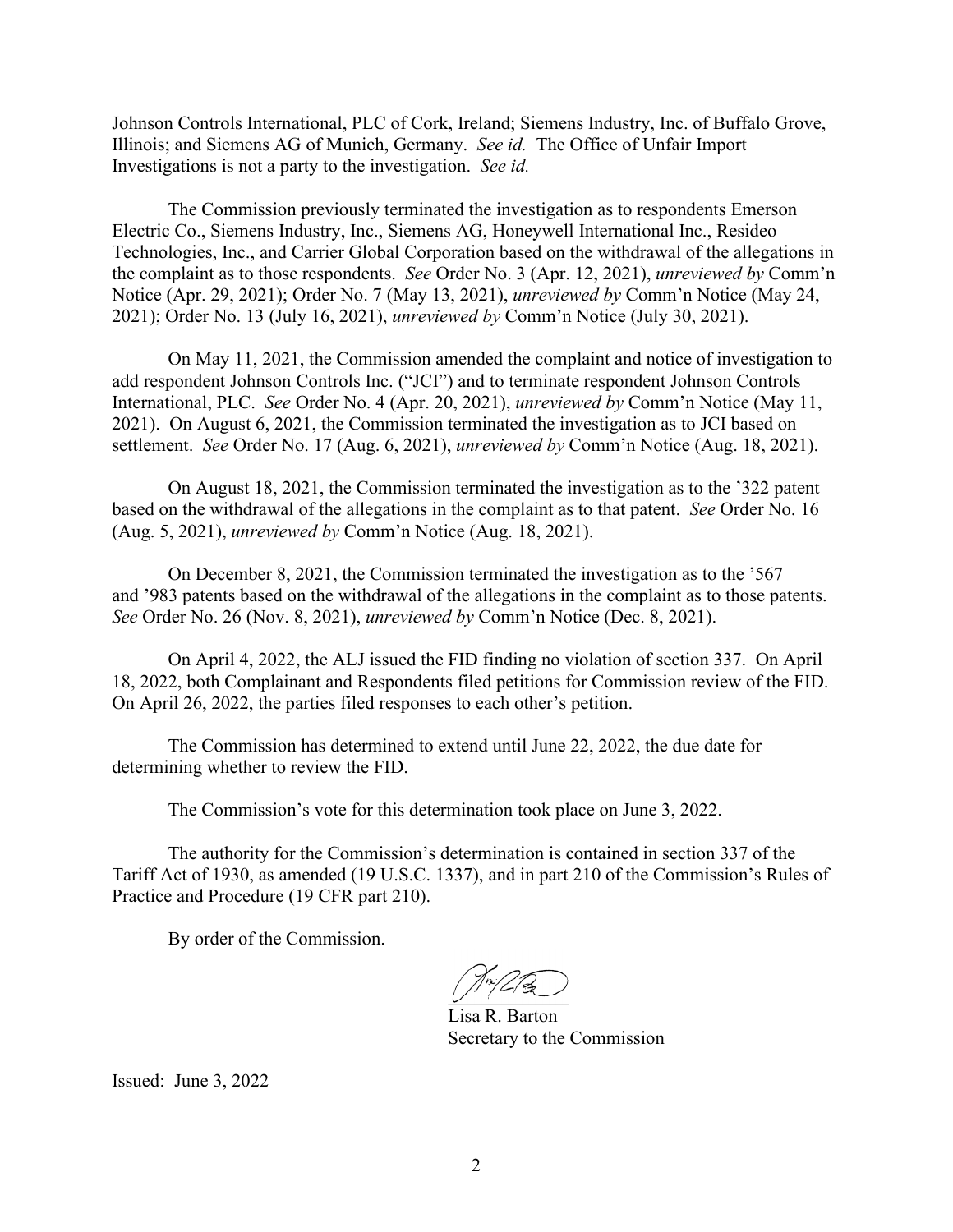Johnson Controls International, PLC of Cork, Ireland; Siemens Industry, Inc. of Buffalo Grove, Illinois; and Siemens AG of Munich, Germany. *See id.* The Office of Unfair Import Investigations is not a party to the investigation. *See id.*

The Commission previously terminated the investigation as to respondents Emerson Electric Co., Siemens Industry, Inc., Siemens AG, Honeywell International Inc., Resideo Technologies, Inc., and Carrier Global Corporation based on the withdrawal of the allegations in the complaint as to those respondents. *See* Order No. 3 (Apr. 12, 2021), *unreviewed by* Comm'n Notice (Apr. 29, 2021); Order No. 7 (May 13, 2021), *unreviewed by* Comm'n Notice (May 24, 2021); Order No. 13 (July 16, 2021), *unreviewed by* Comm'n Notice (July 30, 2021).

On May 11, 2021, the Commission amended the complaint and notice of investigation to add respondent Johnson Controls Inc. ("JCI") and to terminate respondent Johnson Controls International, PLC. *See* Order No. 4 (Apr. 20, 2021), *unreviewed by* Comm'n Notice (May 11, 2021). On August 6, 2021, the Commission terminated the investigation as to JCI based on settlement. *See* Order No. 17 (Aug. 6, 2021), *unreviewed by* Comm'n Notice (Aug. 18, 2021).

On August 18, 2021, the Commission terminated the investigation as to the '322 patent based on the withdrawal of the allegations in the complaint as to that patent. *See* Order No. 16 (Aug. 5, 2021), *unreviewed by* Comm'n Notice (Aug. 18, 2021).

On December 8, 2021, the Commission terminated the investigation as to the '567 and '983 patents based on the withdrawal of the allegations in the complaint as to those patents. *See* Order No. 26 (Nov. 8, 2021), *unreviewed by* Comm'n Notice (Dec. 8, 2021).

On April 4, 2022, the ALJ issued the FID finding no violation of section 337. On April 18, 2022, both Complainant and Respondents filed petitions for Commission review of the FID. On April 26, 2022, the parties filed responses to each other's petition.

The Commission has determined to extend until June 22, 2022, the due date for determining whether to review the FID.

The Commission's vote for this determination took place on June 3, 2022.

The authority for the Commission's determination is contained in section 337 of the Tariff Act of 1930, as amended (19 U.S.C. 1337), and in part 210 of the Commission's Rules of Practice and Procedure (19 CFR part 210).

By order of the Commission.

Lisa R. Barton
Secretary to the Commission

Issued: June 3, 2022